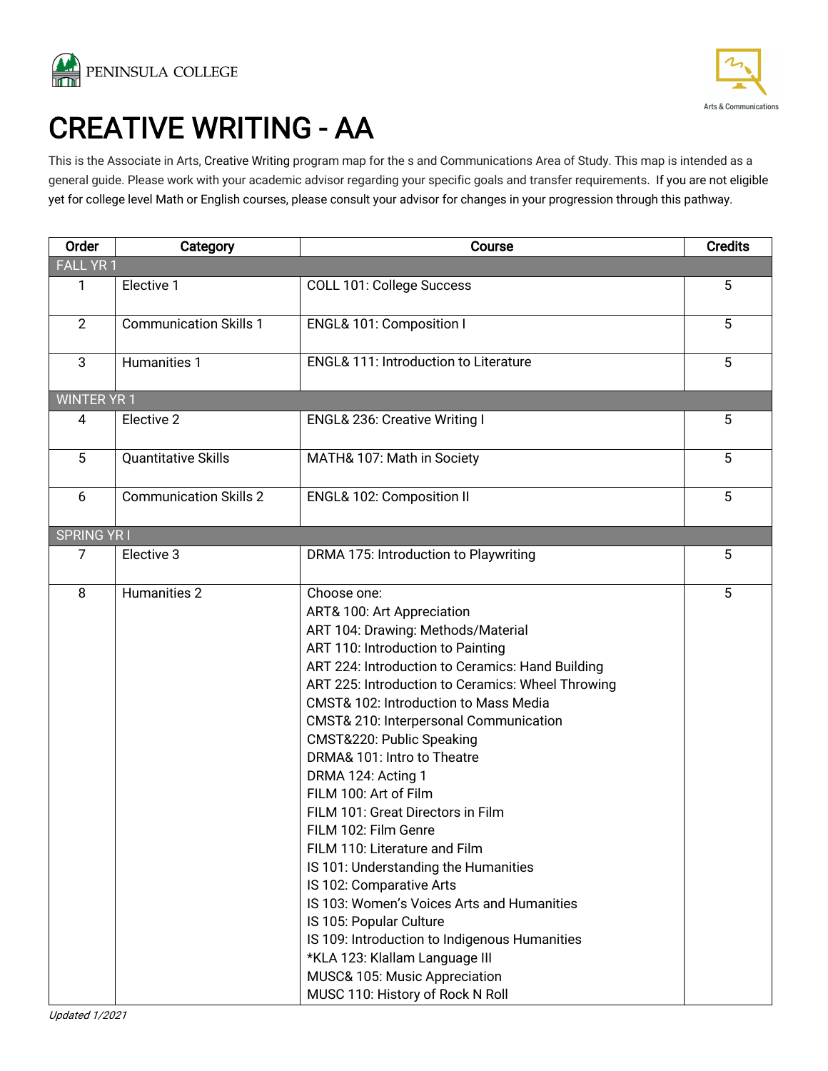# CREATIVE WRITING - AA

This is the Associate in Arts, Creative Writing program map for the s and Communications Area of Study. This map is intended as a general guide. Please work with your academic advisor regarding your specific goals and transfer requirements. If you are not eligible yet for college level Math or English courses, please consult your advisor for changes in your progression through this pathway.

| Order | Category | Course | Credits |
|---|---|---|---|
| FALL YR 1 | | | |
| 1 | Elective 1 | COLL 101: College Success | 5 |
| 2 | Communication Skills 1 | ENGL& 101: Composition I | 5 |
| 3 | Humanities 1 | ENGL& 111: Introduction to Literature | 5 |
| WINTER YR 1 | | | |
| 4 | Elective 2 | ENGL& 236: Creative Writing I | 5 |
| 5 | Quantitative Skills | MATH& 107: Math in Society | 5 |
| 6 | Communication Skills 2 | ENGL& 102: Composition II | 5 |
| SPRING YR I | | | |
| 7 | Elective 3 | DRMA 175: Introduction to Playwriting | 5 |
| 8 | Humanities 2 | Choose one:<br>ART& 100: Art Appreciation<br>ART 104: Drawing: Methods/Material<br>ART 110: Introduction to Painting<br>ART 224: Introduction to Ceramics: Hand Building<br>ART 225: Introduction to Ceramics: Wheel Throwing<br>CMST& 102: Introduction to Mass Media<br>CMST& 210: Interpersonal Communication<br>CMST&220: Public Speaking<br>DRMA& 101: Intro to Theatre<br>DRMA 124: Acting 1<br>FILM 100: Art of Film<br>FILM 101: Great Directors in Film<br>FILM 102: Film Genre<br>FILM 110: Literature and Film<br>IS 101: Understanding the Humanities<br>IS 102: Comparative Arts<br>IS 103: Women's Voices Arts and Humanities<br>IS 105: Popular Culture<br>IS 109: Introduction to Indigenous Humanities<br>*KLA 123: Klallam Language III<br>MUSC& 105: Music Appreciation<br>MUSC 110: History of Rock N Roll | 5 |

*Updated 1/2021*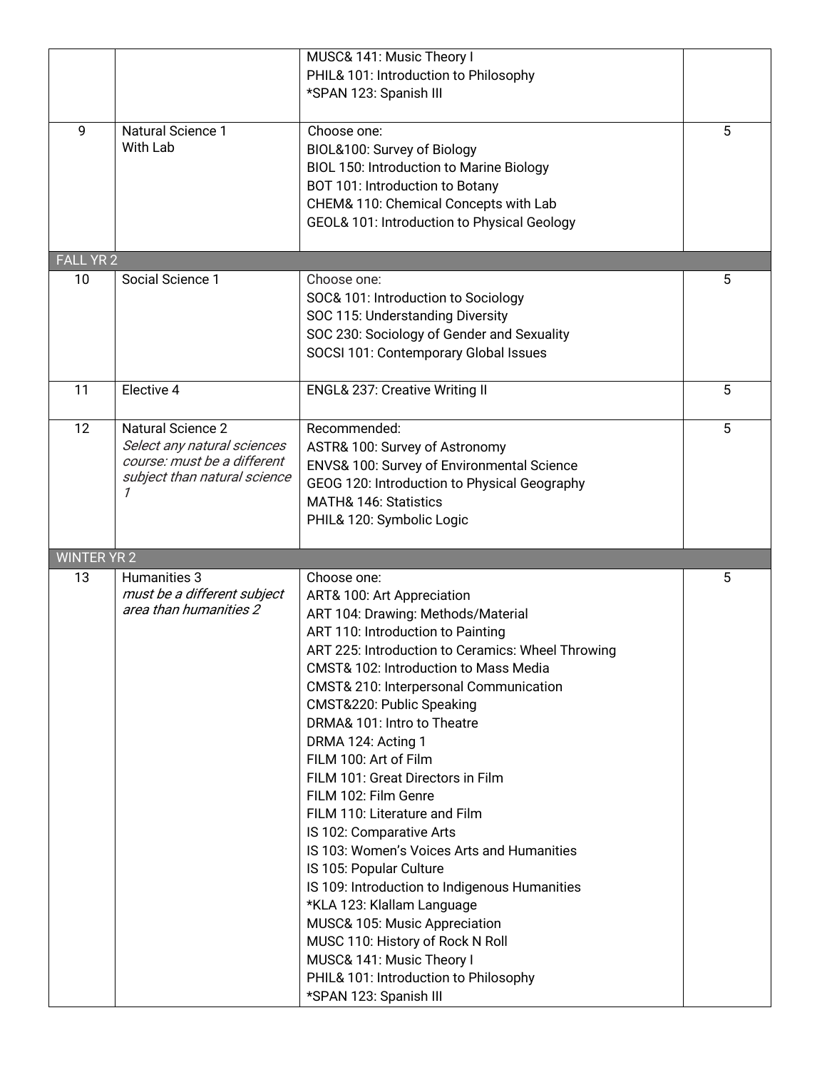| | | | |
|---|---|---|---|
| | | MUSC& 141: Music Theory I<br>PHIL& 101: Introduction to Philosophy<br>*SPAN 123: Spanish III | |
| 9 | Natural Science 1<br>With Lab | Choose one:<br>BIOL&100: Survey of Biology<br>BIOL 150: Introduction to Marine Biology<br>BOT 101: Introduction to Botany<br>CHEM& 110: Chemical Concepts with Lab<br>GEOL& 101: Introduction to Physical Geology | 5 |
| **FALL YR 2** | | | |
| 10 | Social Science 1 | Choose one:<br>SOC& 101: Introduction to Sociology<br>SOC 115: Understanding Diversity<br>SOC 230: Sociology of Gender and Sexuality<br>SOCSI 101: Contemporary Global Issues | 5 |
| 11 | Elective 4 | ENGL& 237: Creative Writing II | 5 |
| 12 | Natural Science 2<br>*Select any natural sciences course: must be a different subject than natural science 1* | Recommended:<br>ASTR& 100: Survey of Astronomy<br>ENVS& 100: Survey of Environmental Science<br>GEOG 120: Introduction to Physical Geography<br>MATH& 146: Statistics<br>PHIL& 120: Symbolic Logic | 5 |
| **WINTER YR 2** | | | |
| 13 | Humanities 3<br>*must be a different subject area than humanities 2* | Choose one:<br>ART& 100: Art Appreciation<br>ART 104: Drawing: Methods/Material<br>ART 110: Introduction to Painting<br>ART 225: Introduction to Ceramics: Wheel Throwing<br>CMST& 102: Introduction to Mass Media<br>CMST& 210: Interpersonal Communication<br>CMST&220: Public Speaking<br>DRMA& 101: Intro to Theatre<br>DRMA 124: Acting 1<br>FILM 100: Art of Film<br>FILM 101: Great Directors in Film<br>FILM 102: Film Genre<br>FILM 110: Literature and Film<br>IS 102: Comparative Arts<br>IS 103: Women's Voices Arts and Humanities<br>IS 105: Popular Culture<br>IS 109: Introduction to Indigenous Humanities<br>*KLA 123: Klallam Language<br>MUSC& 105: Music Appreciation<br>MUSC 110: History of Rock N Roll<br>MUSC& 141: Music Theory I<br>PHIL& 101: Introduction to Philosophy<br>*SPAN 123: Spanish III | 5 |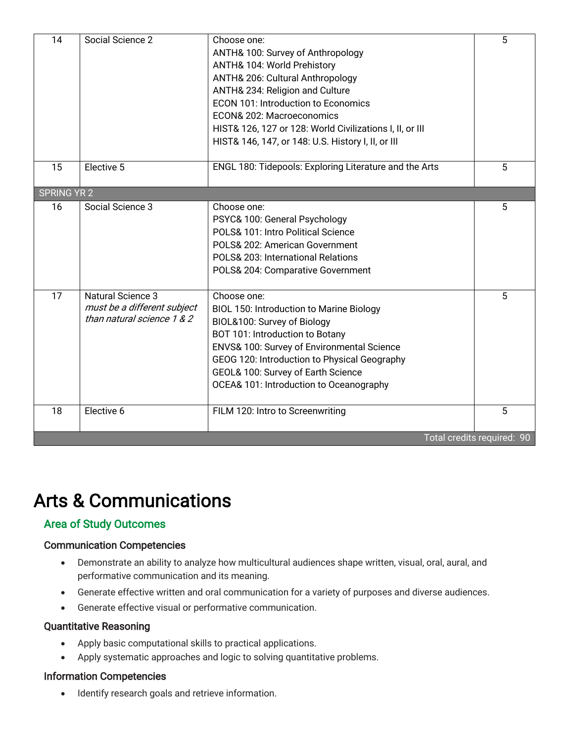| | | | |
|---|---|---|---|
| 14 | Social Science 2 | Choose one:<br>ANTH& 100: Survey of Anthropology<br>ANTH& 104: World Prehistory<br>ANTH& 206: Cultural Anthropology<br>ANTH& 234: Religion and Culture<br>ECON 101: Introduction to Economics<br>ECON& 202: Macroeconomics<br>HIST& 126, 127 or 128: World Civilizations I, II, or III<br>HIST& 146, 147, or 148: U.S. History I, II, or III | 5 |
| 15 | Elective 5 | ENGL 180: Tidepools: Exploring Literature and the Arts | 5 |
| SPRING YR 2 | | | |
| 16 | Social Science 3 | Choose one:<br>PSYC& 100: General Psychology<br>POLS& 101: Intro Political Science<br>POLS& 202: American Government<br>POLS& 203: International Relations<br>POLS& 204: Comparative Government | 5 |
| 17 | Natural Science 3<br>*must be a different subject than natural science 1 & 2* | Choose one:<br>BIOL 150: Introduction to Marine Biology<br>BIOL&100: Survey of Biology<br>BOT 101: Introduction to Botany<br>ENVS& 100: Survey of Environmental Science<br>GEOG 120: Introduction to Physical Geography<br>GEOL& 100: Survey of Earth Science<br>OCEA& 101: Introduction to Oceanography | 5 |
| 18 | Elective 6 | FILM 120: Intro to Screenwriting | 5 |
| | | Total credits required: | 90 |

# Arts & Communications

## Area of Study Outcomes

### Communication Competencies

- Demonstrate an ability to analyze how multicultural audiences shape written, visual, oral, aural, and performative communication and its meaning.
- Generate effective written and oral communication for a variety of purposes and diverse audiences.
- Generate effective visual or performative communication.

### Quantitative Reasoning

- Apply basic computational skills to practical applications.
- Apply systematic approaches and logic to solving quantitative problems.

### Information Competencies

- Identify research goals and retrieve information.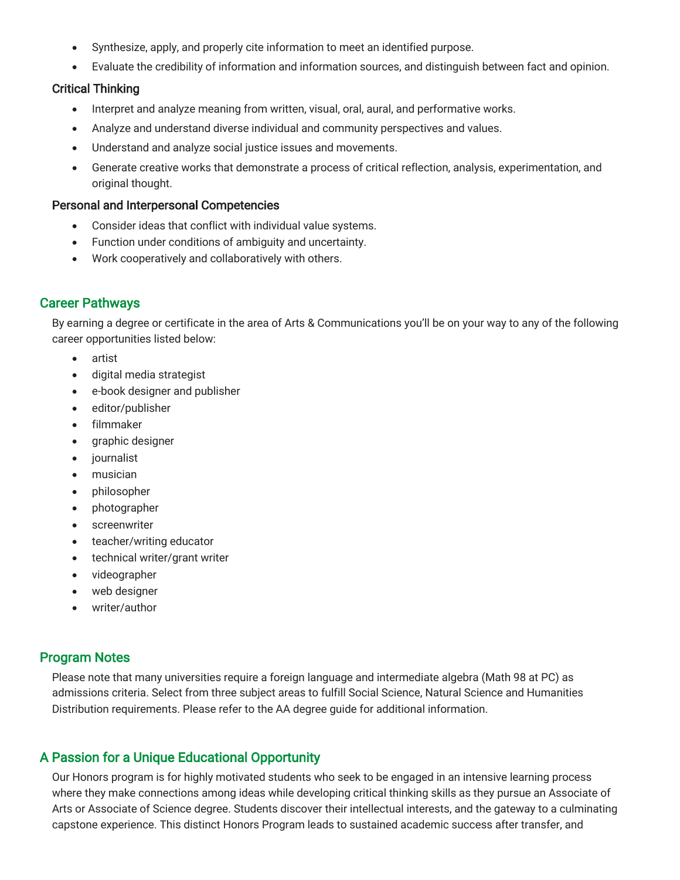- Synthesize, apply, and properly cite information to meet an identified purpose.
- Evaluate the credibility of information and information sources, and distinguish between fact and opinion.

### Critical Thinking

- Interpret and analyze meaning from written, visual, oral, aural, and performative works.
- Analyze and understand diverse individual and community perspectives and values.
- Understand and analyze social justice issues and movements.
- Generate creative works that demonstrate a process of critical reflection, analysis, experimentation, and original thought.

### Personal and Interpersonal Competencies

- Consider ideas that conflict with individual value systems.
- Function under conditions of ambiguity and uncertainty.
- Work cooperatively and collaboratively with others.

## Career Pathways

By earning a degree or certificate in the area of Arts & Communications you'll be on your way to any of the following career opportunities listed below:

- artist
- digital media strategist
- e-book designer and publisher
- editor/publisher
- filmmaker
- graphic designer
- journalist
- musician
- philosopher
- photographer
- screenwriter
- teacher/writing educator
- technical writer/grant writer
- videographer
- web designer
- writer/author

## Program Notes

Please note that many universities require a foreign language and intermediate algebra (Math 98 at PC) as admissions criteria. Select from three subject areas to fulfill Social Science, Natural Science and Humanities Distribution requirements. Please refer to the AA degree guide for additional information.

## A Passion for a Unique Educational Opportunity

Our Honors program is for highly motivated students who seek to be engaged in an intensive learning process where they make connections among ideas while developing critical thinking skills as they pursue an Associate of Arts or Associate of Science degree. Students discover their intellectual interests, and the gateway to a culminating capstone experience. This distinct Honors Program leads to sustained academic success after transfer, and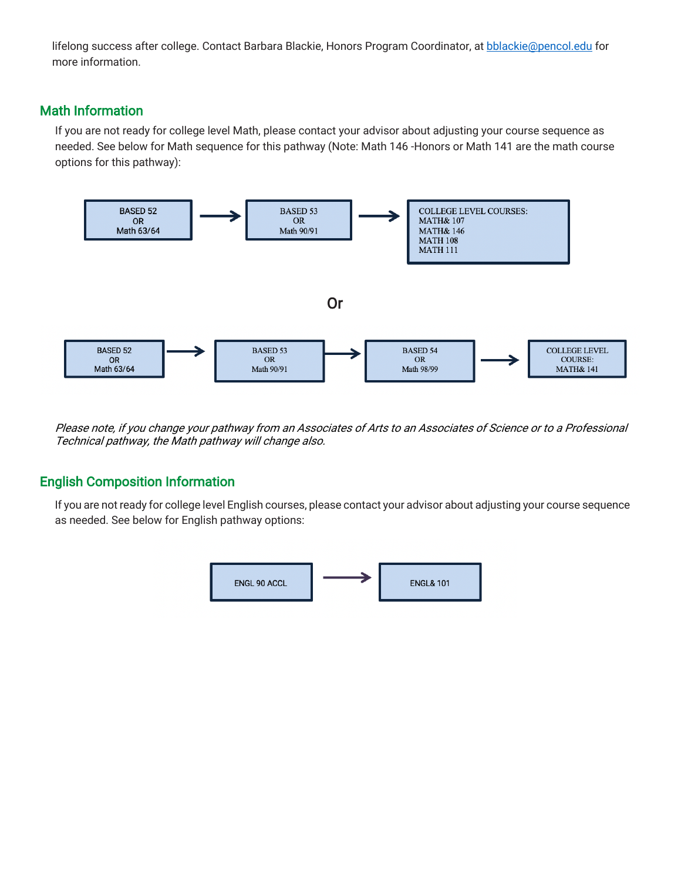lifelong success after college. Contact Barbara Blackie, Honors Program Coordinator, at bblackie@pencol.edu for more information.

## Math Information

If you are not ready for college level Math, please contact your advisor about adjusting your course sequence as needed. See below for Math sequence for this pathway (Note: Math 146 -Honors or Math 141 are the math course options for this pathway):

BASED 52 OR Math 63/64 → BASED 53 OR Math 90/91 → COLLEGE LEVEL COURSES: MATH& 107, MATH& 146, MATH 108, MATH 111

Or

BASED 52 OR Math 63/64 → BASED 53 OR Math 90/91 → BASED 54 OR Math 98/99 → COLLEGE LEVEL COURSE: MATH& 141

*Please note, if you change your pathway from an Associates of Arts to an Associates of Science or to a Professional Technical pathway, the Math pathway will change also.*

## English Composition Information

If you are not ready for college level English courses, please contact your advisor about adjusting your course sequence as needed. See below for English pathway options:

ENGL 90 ACCL → ENGL& 101